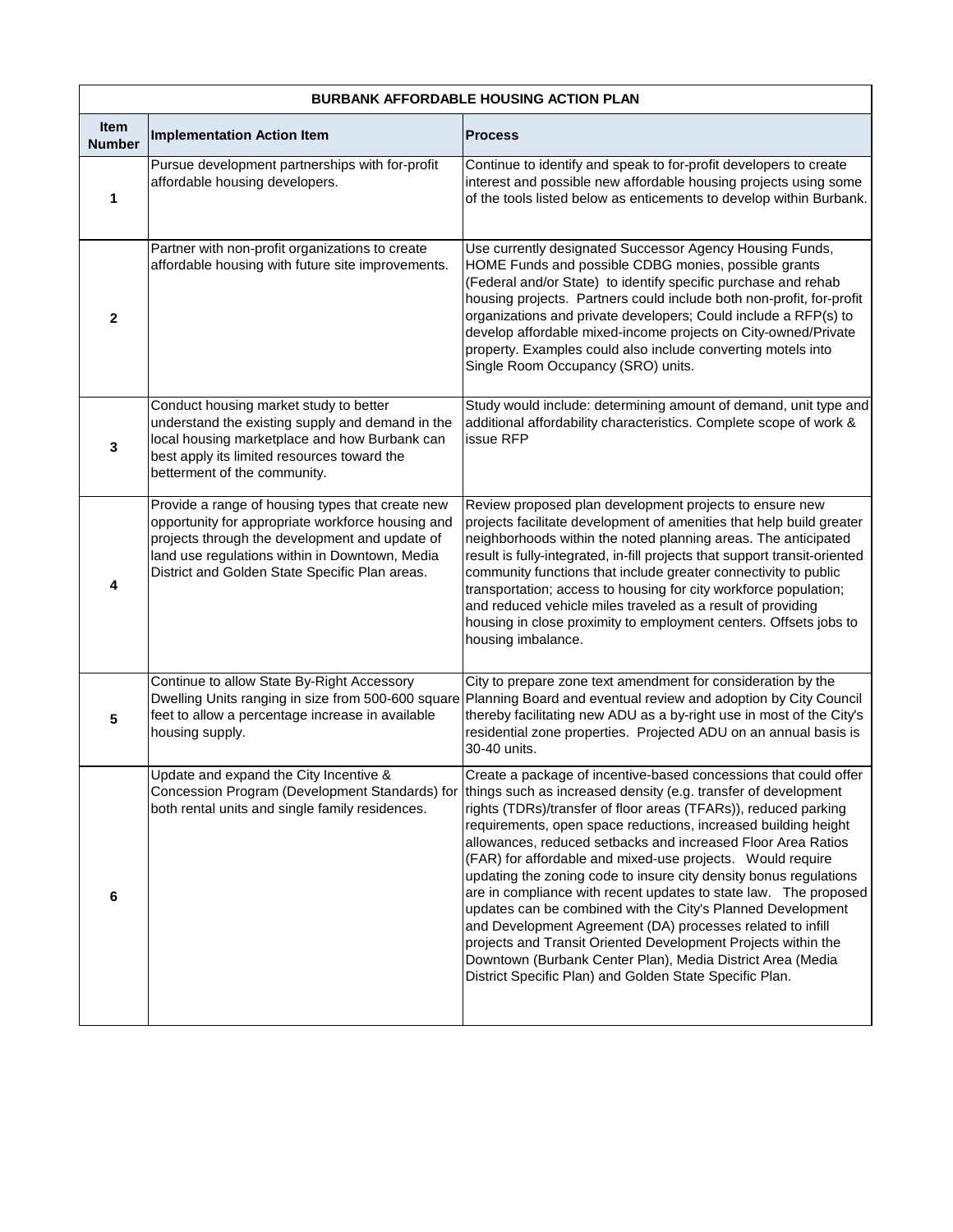| BURBANK AFFORDABLE HOUSING ACTION PLAN | | |
|---|---|---|
| **Item Number** | **Implementation Action Item** | **Process** |
| **1** | Pursue development partnerships with for-profit affordable housing developers. | Continue to identify and speak to for-profit developers to create interest and possible new affordable housing projects using some of the tools listed below as enticements to develop within Burbank. |
| **2** | Partner with non-profit organizations to create affordable housing with future site improvements. | Use currently designated Successor Agency Housing Funds, HOME Funds and possible CDBG monies, possible grants (Federal and/or State) to identify specific purchase and rehab housing projects. Partners could include both non-profit, for-profit organizations and private developers; Could include a RFP(s) to develop affordable mixed-income projects on City-owned/Private property. Examples could also include converting motels into Single Room Occupancy (SRO) units. |
| **3** | Conduct housing market study to better understand the existing supply and demand in the local housing marketplace and how Burbank can best apply its limited resources toward the betterment of the community. | Study would include: determining amount of demand, unit type and additional affordability characteristics. Complete scope of work & issue RFP |
| **4** | Provide a range of housing types that create new opportunity for appropriate workforce housing and projects through the development and update of land use regulations within in Downtown, Media District and Golden State Specific Plan areas. | Review proposed plan development projects to ensure new projects facilitate development of amenities that help build greater neighborhoods within the noted planning areas. The anticipated result is fully-integrated, in-fill projects that support transit-oriented community functions that include greater connectivity to public transportation; access to housing for city workforce population; and reduced vehicle miles traveled as a result of providing housing in close proximity to employment centers. Offsets jobs to housing imbalance. |
| **5** | Continue to allow State By-Right Accessory Dwelling Units ranging in size from 500-600 square feet to allow a percentage increase in available housing supply. | City to prepare zone text amendment for consideration by the Planning Board and eventual review and adoption by City Council thereby facilitating new ADU as a by-right use in most of the City's residential zone properties. Projected ADU on an annual basis is 30-40 units. |
| **6** | Update and expand the City Incentive & Concession Program (Development Standards) for both rental units and single family residences. | Create a package of incentive-based concessions that could offer things such as increased density (e.g. transfer of development rights (TDRs)/transfer of floor areas (TFARs)), reduced parking requirements, open space reductions, increased building height allowances, reduced setbacks and increased Floor Area Ratios (FAR) for affordable and mixed-use projects. Would require updating the zoning code to insure city density bonus regulations are in compliance with recent updates to state law. The proposed updates can be combined with the City's Planned Development and Development Agreement (DA) processes related to infill projects and Transit Oriented Development Projects within the Downtown (Burbank Center Plan), Media District Area (Media District Specific Plan) and Golden State Specific Plan. |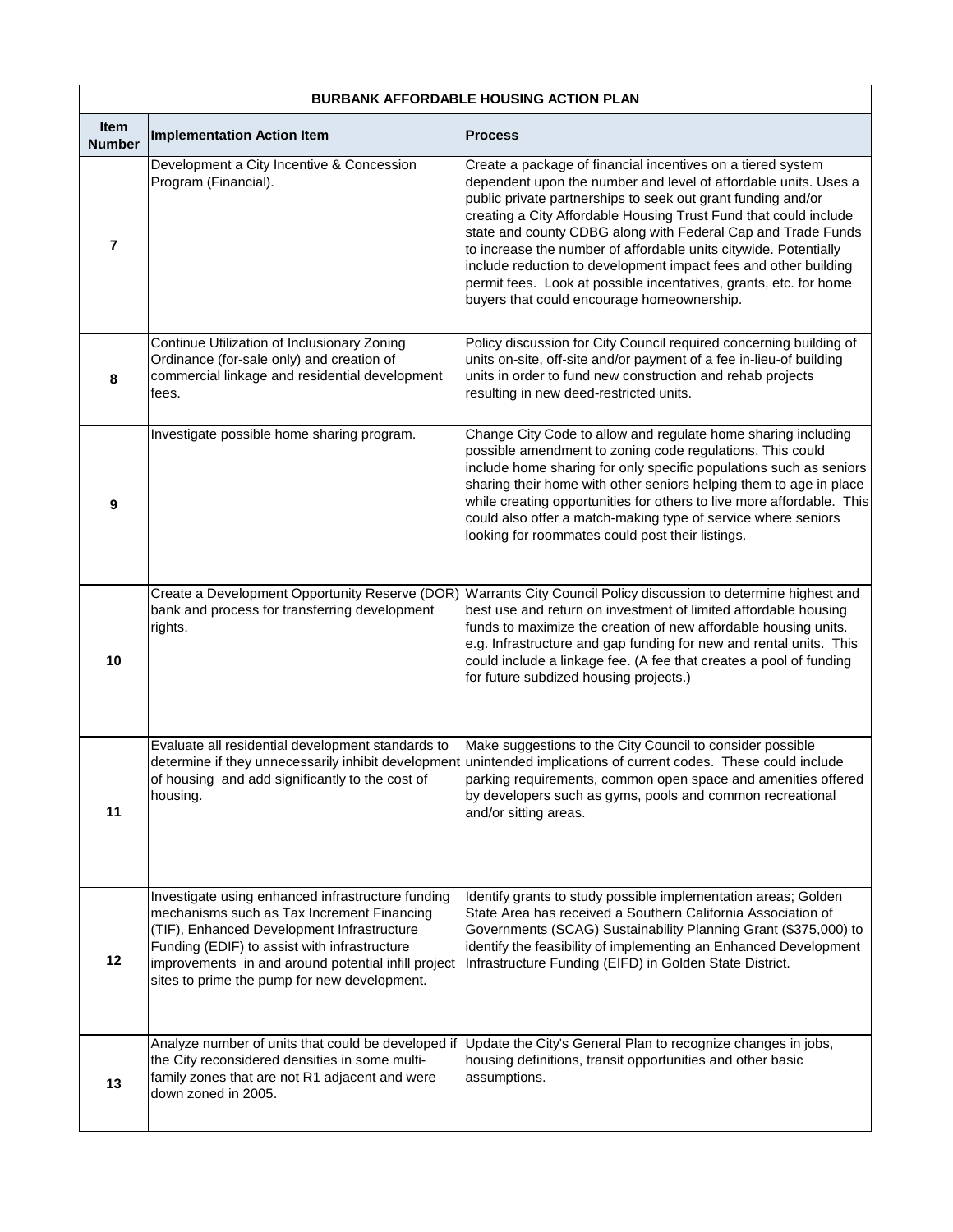| BURBANK AFFORDABLE HOUSING ACTION PLAN | | |
| --- | --- | --- |
| **Item Number** | **Implementation Action Item** | **Process** |
| **7** | Development a City Incentive & Concession Program (Financial). | Create a package of financial incentives on a tiered system dependent upon the number and level of affordable units. Uses a public private partnerships to seek out grant funding and/or creating a City Affordable Housing Trust Fund that could include state and county CDBG along with Federal Cap and Trade Funds to increase the number of affordable units citywide. Potentially include reduction to development impact fees and other building permit fees. Look at possible incentatives, grants, etc. for home buyers that could encourage homeownership. |
| **8** | Continue Utilization of Inclusionary Zoning Ordinance (for-sale only) and creation of commercial linkage and residential development fees. | Policy discussion for City Council required concerning building of units on-site, off-site and/or payment of a fee in-lieu-of building units in order to fund new construction and rehab projects resulting in new deed-restricted units. |
| **9** | Investigate possible home sharing program. | Change City Code to allow and regulate home sharing including possible amendment to zoning code regulations. This could include home sharing for only specific populations such as seniors sharing their home with other seniors helping them to age in place while creating opportunities for others to live more affordable. This could also offer a match-making type of service where seniors looking for roommates could post their listings. |
| **10** | Create a Development Opportunity Reserve (DOR) bank and process for transferring development rights. | Warrants City Council Policy discussion to determine highest and best use and return on investment of limited affordable housing funds to maximize the creation of new affordable housing units. e.g. Infrastructure and gap funding for new and rental units. This could include a linkage fee. (A fee that creates a pool of funding for future subdized housing projects.) |
| **11** | Evaluate all residential development standards to determine if they unnecessarily inhibit development of housing and add significantly to the cost of housing. | Make suggestions to the City Council to consider possible unintended implications of current codes. These could include parking requirements, common open space and amenities offered by developers such as gyms, pools and common recreational and/or sitting areas. |
| **12** | Investigate using enhanced infrastructure funding mechanisms such as Tax Increment Financing (TIF), Enhanced Development Infrastructure Funding (EDIF) to assist with infrastructure improvements in and around potential infill project sites to prime the pump for new development. | Identify grants to study possible implementation areas; Golden State Area has received a Southern California Association of Governments (SCAG) Sustainability Planning Grant ($375,000) to identify the feasibility of implementing an Enhanced Development Infrastructure Funding (EIFD) in Golden State District. |
| **13** | Analyze number of units that could be developed if the City reconsidered densities in some multi-family zones that are not R1 adjacent and were down zoned in 2005. | Update the City's General Plan to recognize changes in jobs, housing definitions, transit opportunities and other basic assumptions. |